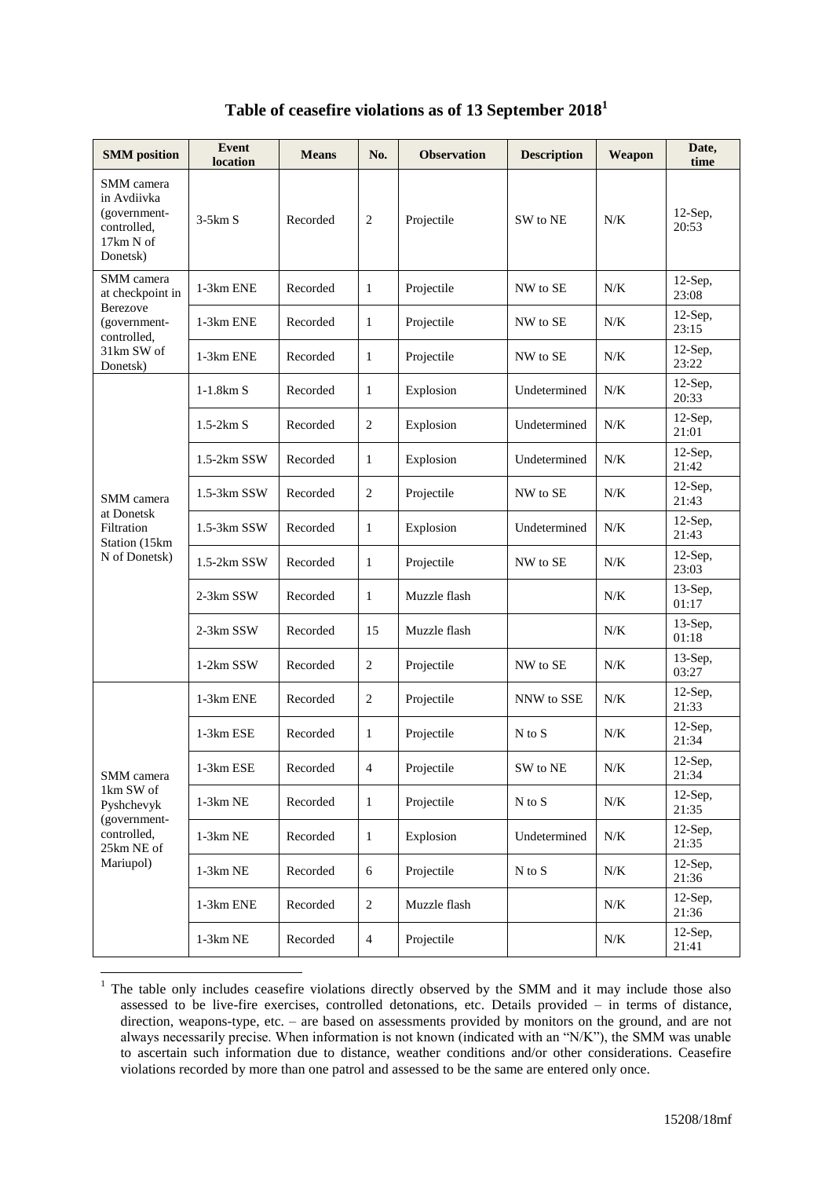# Table of ceasefire violations as of 13 September 2018[1]

| SMM position | Event location | Means | No. | Observation | Description | Weapon | Date, time |
|---|---|---|---|---|---|---|---|
| SMM camera in Avdiivka (government-controlled, 17km N of Donetsk) | 3-5km S | Recorded | 2 | Projectile | SW to NE | N/K | 12-Sep, 20:53 |
| SMM camera at checkpoint in Berezove (government-controlled, 31km SW of Donetsk) | 1-3km ENE | Recorded | 1 | Projectile | NW to SE | N/K | 12-Sep, 23:08 |
| | 1-3km ENE | Recorded | 1 | Projectile | NW to SE | N/K | 12-Sep, 23:15 |
| | 1-3km ENE | Recorded | 1 | Projectile | NW to SE | N/K | 12-Sep, 23:22 |
| SMM camera at Donetsk Filtration Station (15km N of Donetsk) | 1-1.8km S | Recorded | 1 | Explosion | Undetermined | N/K | 12-Sep, 20:33 |
| | 1.5-2km S | Recorded | 2 | Explosion | Undetermined | N/K | 12-Sep, 21:01 |
| | 1.5-2km SSW | Recorded | 1 | Explosion | Undetermined | N/K | 12-Sep, 21:42 |
| | 1.5-3km SSW | Recorded | 2 | Projectile | NW to SE | N/K | 12-Sep, 21:43 |
| | 1.5-3km SSW | Recorded | 1 | Explosion | Undetermined | N/K | 12-Sep, 21:43 |
| | 1.5-2km SSW | Recorded | 1 | Projectile | NW to SE | N/K | 12-Sep, 23:03 |
| | 2-3km SSW | Recorded | 1 | Muzzle flash | | N/K | 13-Sep, 01:17 |
| | 2-3km SSW | Recorded | 15 | Muzzle flash | | N/K | 13-Sep, 01:18 |
| | 1-2km SSW | Recorded | 2 | Projectile | NW to SE | N/K | 13-Sep, 03:27 |
| SMM camera 1km SW of Pyshchevyk (government-controlled, 25km NE of Mariupol) | 1-3km ENE | Recorded | 2 | Projectile | NNW to SSE | N/K | 12-Sep, 21:33 |
| | 1-3km ESE | Recorded | 1 | Projectile | N to S | N/K | 12-Sep, 21:34 |
| | 1-3km ESE | Recorded | 4 | Projectile | SW to NE | N/K | 12-Sep, 21:34 |
| | 1-3km NE | Recorded | 1 | Projectile | N to S | N/K | 12-Sep, 21:35 |
| | 1-3km NE | Recorded | 1 | Explosion | Undetermined | N/K | 12-Sep, 21:35 |
| | 1-3km NE | Recorded | 6 | Projectile | N to S | N/K | 12-Sep, 21:36 |
| | 1-3km ENE | Recorded | 2 | Muzzle flash | | N/K | 12-Sep, 21:36 |
| | 1-3km NE | Recorded | 4 | Projectile | | N/K | 12-Sep, 21:41 |

[1] The table only includes ceasefire violations directly observed by the SMM and it may include those also assessed to be live-fire exercises, controlled detonations, etc. Details provided – in terms of distance, direction, weapons-type, etc. – are based on assessments provided by monitors on the ground, and are not always necessarily precise. When information is not known (indicated with an "N/K"), the SMM was unable to ascertain such information due to distance, weather conditions and/or other considerations. Ceasefire violations recorded by more than one patrol and assessed to be the same are entered only once.

15208/18mf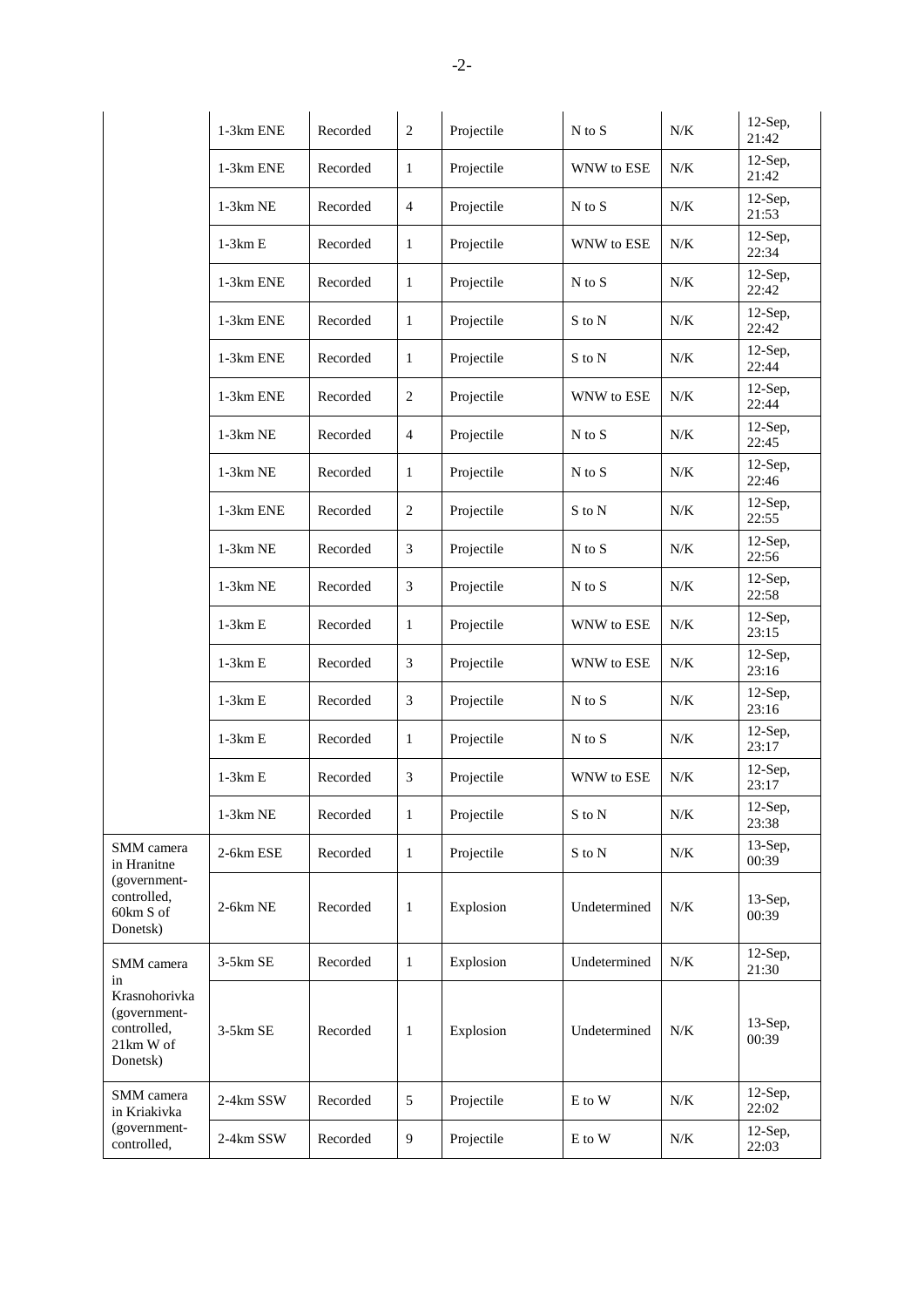| | | | | | | | |
|---|---|---|---|---|---|---|---|
| | 1-3km ENE | Recorded | 2 | Projectile | N to S | N/K | 12-Sep, 21:42 |
| | 1-3km ENE | Recorded | 1 | Projectile | WNW to ESE | N/K | 12-Sep, 21:42 |
| | 1-3km NE | Recorded | 4 | Projectile | N to S | N/K | 12-Sep, 21:53 |
| | 1-3km E | Recorded | 1 | Projectile | WNW to ESE | N/K | 12-Sep, 22:34 |
| | 1-3km ENE | Recorded | 1 | Projectile | N to S | N/K | 12-Sep, 22:42 |
| | 1-3km ENE | Recorded | 1 | Projectile | S to N | N/K | 12-Sep, 22:42 |
| | 1-3km ENE | Recorded | 1 | Projectile | S to N | N/K | 12-Sep, 22:44 |
| | 1-3km ENE | Recorded | 2 | Projectile | WNW to ESE | N/K | 12-Sep, 22:44 |
| | 1-3km NE | Recorded | 4 | Projectile | N to S | N/K | 12-Sep, 22:45 |
| | 1-3km NE | Recorded | 1 | Projectile | N to S | N/K | 12-Sep, 22:46 |
| | 1-3km ENE | Recorded | 2 | Projectile | S to N | N/K | 12-Sep, 22:55 |
| | 1-3km NE | Recorded | 3 | Projectile | N to S | N/K | 12-Sep, 22:56 |
| | 1-3km NE | Recorded | 3 | Projectile | N to S | N/K | 12-Sep, 22:58 |
| | 1-3km E | Recorded | 1 | Projectile | WNW to ESE | N/K | 12-Sep, 23:15 |
| | 1-3km E | Recorded | 3 | Projectile | WNW to ESE | N/K | 12-Sep, 23:16 |
| | 1-3km E | Recorded | 3 | Projectile | N to S | N/K | 12-Sep, 23:16 |
| | 1-3km E | Recorded | 1 | Projectile | N to S | N/K | 12-Sep, 23:17 |
| | 1-3km E | Recorded | 3 | Projectile | WNW to ESE | N/K | 12-Sep, 23:17 |
| | 1-3km NE | Recorded | 1 | Projectile | S to N | N/K | 12-Sep, 23:38 |
| SMM camera in Hranitne (government-controlled, 60km S of Donetsk) | 2-6km ESE | Recorded | 1 | Projectile | S to N | N/K | 13-Sep, 00:39 |
| | 2-6km NE | Recorded | 1 | Explosion | Undetermined | N/K | 13-Sep, 00:39 |
| SMM camera in Krasnohorivka (government-controlled, 21km W of Donetsk) | 3-5km SE | Recorded | 1 | Explosion | Undetermined | N/K | 12-Sep, 21:30 |
| | 3-5km SE | Recorded | 1 | Explosion | Undetermined | N/K | 13-Sep, 00:39 |
| SMM camera in Kriakivka (government-controlled, | 2-4km SSW | Recorded | 5 | Projectile | E to W | N/K | 12-Sep, 22:02 |
| | 2-4km SSW | Recorded | 9 | Projectile | E to W | N/K | 12-Sep, 22:03 |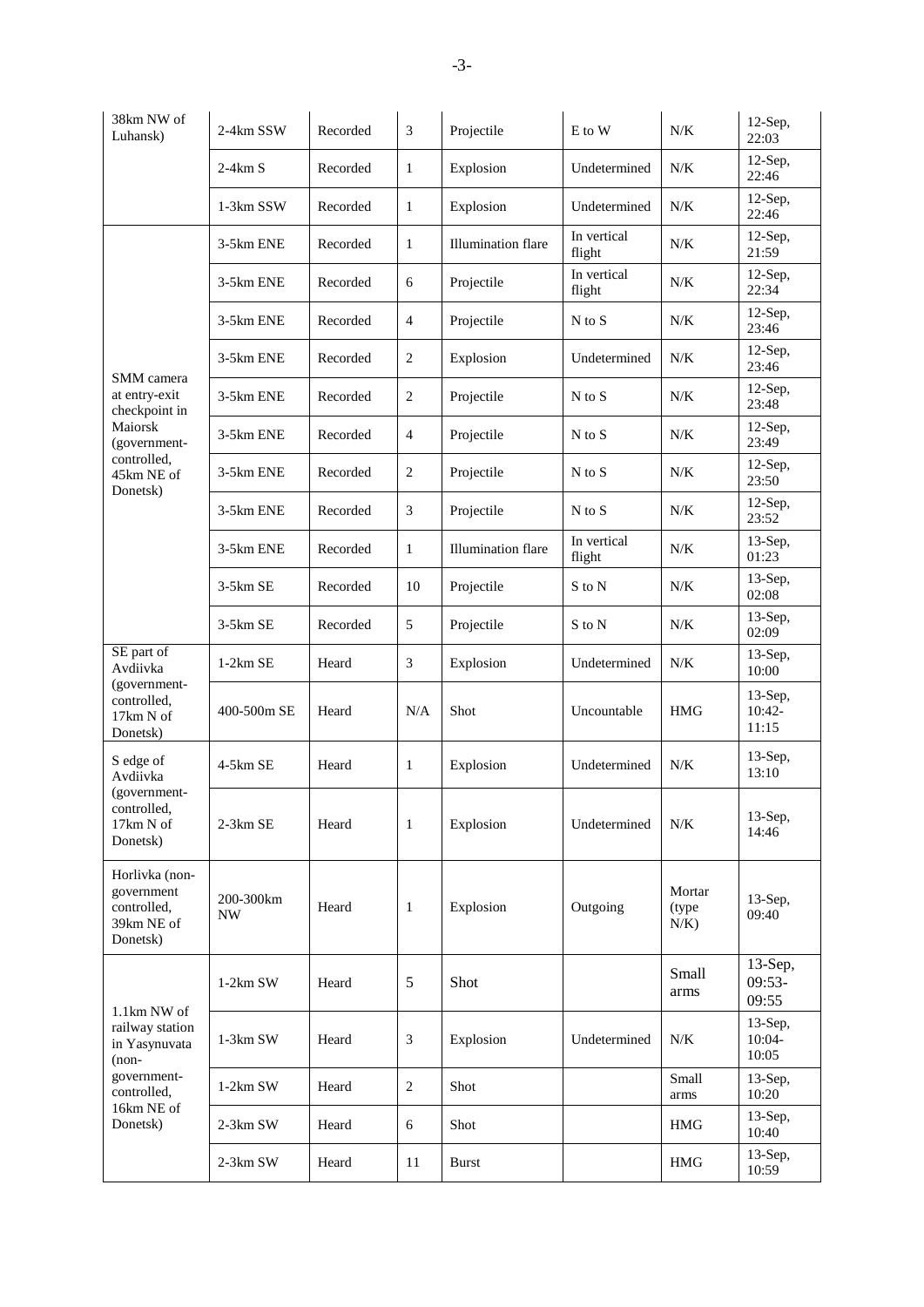| | | | | | | | |
|---|---|---|---|---|---|---|---|
| 38km NW of Luhansk) | 2-4km SSW | Recorded | 3 | Projectile | E to W | N/K | 12-Sep, 22:03 |
| | 2-4km S | Recorded | 1 | Explosion | Undetermined | N/K | 12-Sep, 22:46 |
| | 1-3km SSW | Recorded | 1 | Explosion | Undetermined | N/K | 12-Sep, 22:46 |
| SMM camera at entry-exit checkpoint in Maiorsk (government-controlled, 45km NE of Donetsk) | 3-5km ENE | Recorded | 1 | Illumination flare | In vertical flight | N/K | 12-Sep, 21:59 |
| | 3-5km ENE | Recorded | 6 | Projectile | In vertical flight | N/K | 12-Sep, 22:34 |
| | 3-5km ENE | Recorded | 4 | Projectile | N to S | N/K | 12-Sep, 23:46 |
| | 3-5km ENE | Recorded | 2 | Explosion | Undetermined | N/K | 12-Sep, 23:46 |
| | 3-5km ENE | Recorded | 2 | Projectile | N to S | N/K | 12-Sep, 23:48 |
| | 3-5km ENE | Recorded | 4 | Projectile | N to S | N/K | 12-Sep, 23:49 |
| | 3-5km ENE | Recorded | 2 | Projectile | N to S | N/K | 12-Sep, 23:50 |
| | 3-5km ENE | Recorded | 3 | Projectile | N to S | N/K | 12-Sep, 23:52 |
| | 3-5km ENE | Recorded | 1 | Illumination flare | In vertical flight | N/K | 13-Sep, 01:23 |
| | 3-5km SE | Recorded | 10 | Projectile | S to N | N/K | 13-Sep, 02:08 |
| | 3-5km SE | Recorded | 5 | Projectile | S to N | N/K | 13-Sep, 02:09 |
| SE part of Avdiivka (government-controlled, 17km N of Donetsk) | 1-2km SE | Heard | 3 | Explosion | Undetermined | N/K | 13-Sep, 10:00 |
| | 400-500m SE | Heard | N/A | Shot | Uncountable | HMG | 13-Sep, 10:42-11:15 |
| S edge of Avdiivka (government-controlled, 17km N of Donetsk) | 4-5km SE | Heard | 1 | Explosion | Undetermined | N/K | 13-Sep, 13:10 |
| | 2-3km SE | Heard | 1 | Explosion | Undetermined | N/K | 13-Sep, 14:46 |
| Horlivka (non-government controlled, 39km NE of Donetsk) | 200-300km NW | Heard | 1 | Explosion | Outgoing | Mortar (type N/K) | 13-Sep, 09:40 |
| 1.1km NW of railway station in Yasynuvata (non-government-controlled, 16km NE of Donetsk) | 1-2km SW | Heard | 5 | Shot | | Small arms | 13-Sep, 09:53-09:55 |
| | 1-3km SW | Heard | 3 | Explosion | Undetermined | N/K | 13-Sep, 10:04-10:05 |
| | 1-2km SW | Heard | 2 | Shot | | Small arms | 13-Sep, 10:20 |
| | 2-3km SW | Heard | 6 | Shot | | HMG | 13-Sep, 10:40 |
| | 2-3km SW | Heard | 11 | Burst | | HMG | 13-Sep, 10:59 |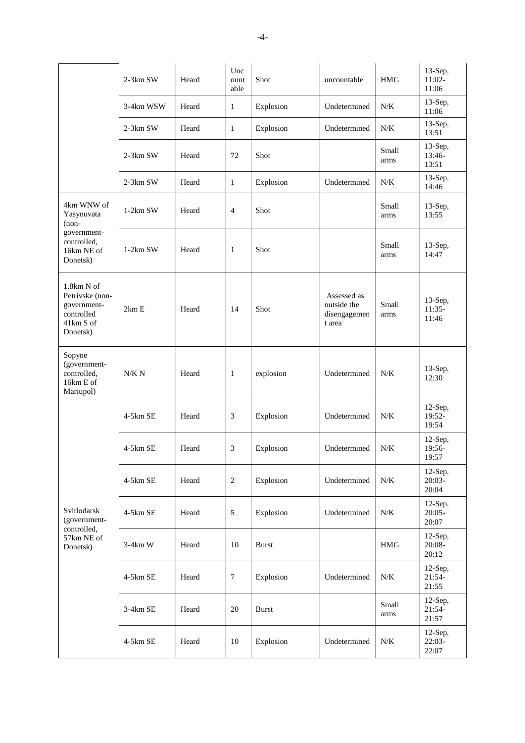| | | | | | | | |
|---|---|---|---|---|---|---|---|
| | 2-3km SW | Heard | Uncountable | Shot | uncountable | HMG | 13-Sep, 11:02-11:06 |
| | 3-4km WSW | Heard | 1 | Explosion | Undetermined | N/K | 13-Sep, 11:06 |
| | 2-3km SW | Heard | 1 | Explosion | Undetermined | N/K | 13-Sep, 13:51 |
| | 2-3km SW | Heard | 72 | Shot | | Small arms | 13-Sep, 13:46-13:51 |
| | 2-3km SW | Heard | 1 | Explosion | Undetermined | N/K | 13-Sep, 14:46 |
| 4km WNW of Yasynuvata (non-government-controlled, 16km NE of Donetsk) | 1-2km SW | Heard | 4 | Shot | | Small arms | 13-Sep, 13:55 |
| | 1-2km SW | Heard | 1 | Shot | | Small arms | 13-Sep, 14:47 |
| 1.8km N of Petrivske (non-government-controlled 41km S of Donetsk) | 2km E | Heard | 14 | Shot | Assessed as outside the disengagement area | Small arms | 13-Sep, 11:35-11:46 |
| Sopyne (government-controlled, 16km E of Mariupol) | N/K N | Heard | 1 | explosion | Undetermined | N/K | 13-Sep, 12:30 |
| Svitlodarsk (government-controlled, 57km NE of Donetsk) | 4-5km SE | Heard | 3 | Explosion | Undetermined | N/K | 12-Sep, 19:52-19:54 |
| | 4-5km SE | Heard | 3 | Explosion | Undetermined | N/K | 12-Sep, 19:56-19:57 |
| | 4-5km SE | Heard | 2 | Explosion | Undetermined | N/K | 12-Sep, 20:03-20:04 |
| | 4-5km SE | Heard | 5 | Explosion | Undetermined | N/K | 12-Sep, 20:05-20:07 |
| | 3-4km W | Heard | 10 | Burst | | HMG | 12-Sep, 20:08-20:12 |
| | 4-5km SE | Heard | 7 | Explosion | Undetermined | N/K | 12-Sep, 21:54-21:55 |
| | 3-4km SE | Heard | 20 | Burst | | Small arms | 12-Sep, 21:54-21:57 |
| | 4-5km SE | Heard | 10 | Explosion | Undetermined | N/K | 12-Sep, 22:03-22:07 |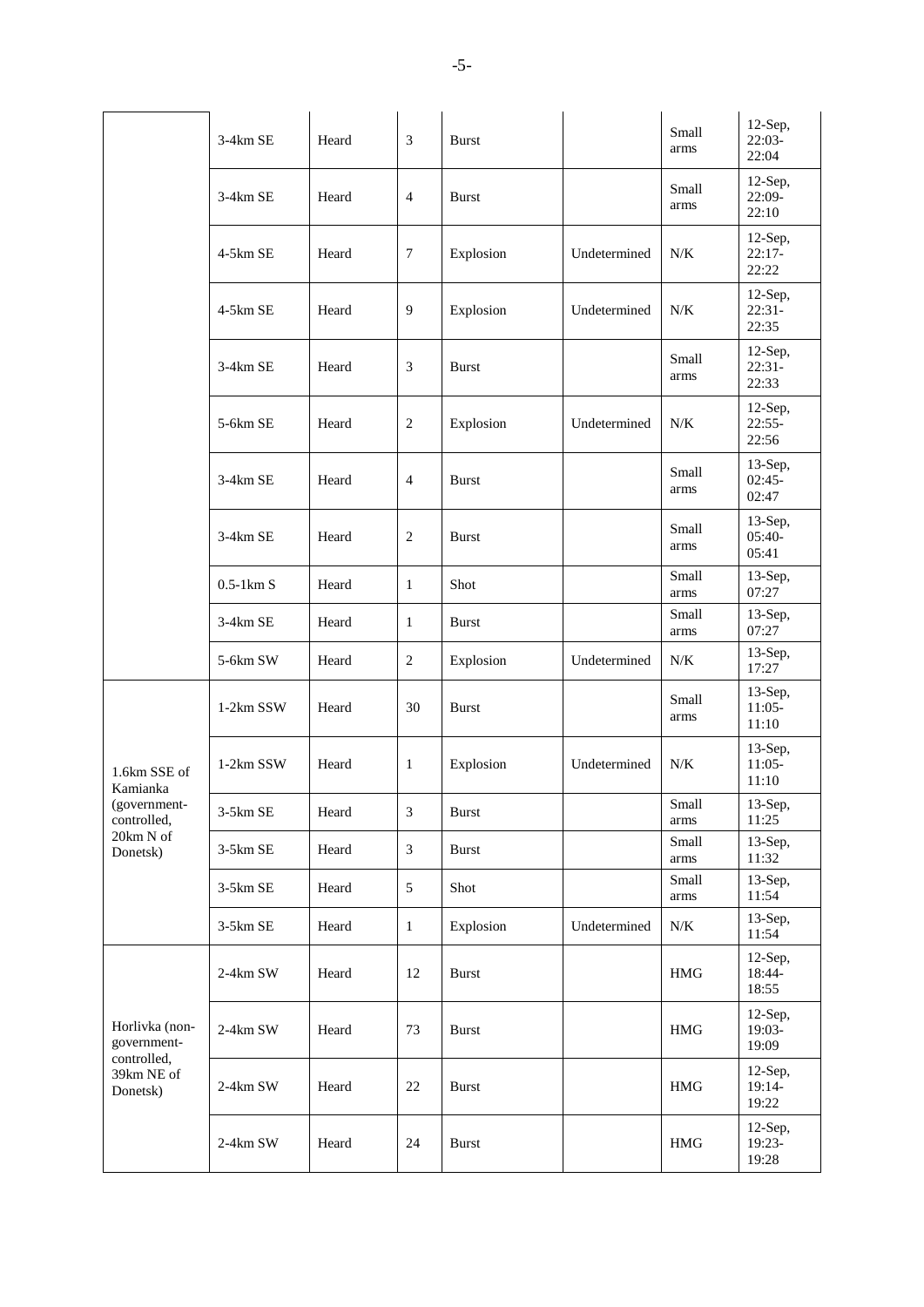| | | | | | | | |
|---|---|---|---|---|---|---|---|
| | 3-4km SE | Heard | 3 | Burst | | Small arms | 12-Sep, 22:03-22:04 |
| | 3-4km SE | Heard | 4 | Burst | | Small arms | 12-Sep, 22:09-22:10 |
| | 4-5km SE | Heard | 7 | Explosion | Undetermined | N/K | 12-Sep, 22:17-22:22 |
| | 4-5km SE | Heard | 9 | Explosion | Undetermined | N/K | 12-Sep, 22:31-22:35 |
| | 3-4km SE | Heard | 3 | Burst | | Small arms | 12-Sep, 22:31-22:33 |
| | 5-6km SE | Heard | 2 | Explosion | Undetermined | N/K | 12-Sep, 22:55-22:56 |
| | 3-4km SE | Heard | 4 | Burst | | Small arms | 13-Sep, 02:45-02:47 |
| | 3-4km SE | Heard | 2 | Burst | | Small arms | 13-Sep, 05:40-05:41 |
| | 0.5-1km S | Heard | 1 | Shot | | Small arms | 13-Sep, 07:27 |
| | 3-4km SE | Heard | 1 | Burst | | Small arms | 13-Sep, 07:27 |
| | 5-6km SW | Heard | 2 | Explosion | Undetermined | N/K | 13-Sep, 17:27 |
| 1.6km SSE of Kamianka (government-controlled, 20km N of Donetsk) | 1-2km SSW | Heard | 30 | Burst | | Small arms | 13-Sep, 11:05-11:10 |
| | 1-2km SSW | Heard | 1 | Explosion | Undetermined | N/K | 13-Sep, 11:05-11:10 |
| | 3-5km SE | Heard | 3 | Burst | | Small arms | 13-Sep, 11:25 |
| | 3-5km SE | Heard | 3 | Burst | | Small arms | 13-Sep, 11:32 |
| | 3-5km SE | Heard | 5 | Shot | | Small arms | 13-Sep, 11:54 |
| | 3-5km SE | Heard | 1 | Explosion | Undetermined | N/K | 13-Sep, 11:54 |
| Horlivka (non-government-controlled, 39km NE of Donetsk) | 2-4km SW | Heard | 12 | Burst | | HMG | 12-Sep, 18:44-18:55 |
| | 2-4km SW | Heard | 73 | Burst | | HMG | 12-Sep, 19:03-19:09 |
| | 2-4km SW | Heard | 22 | Burst | | HMG | 12-Sep, 19:14-19:22 |
| | 2-4km SW | Heard | 24 | Burst | | HMG | 12-Sep, 19:23-19:28 |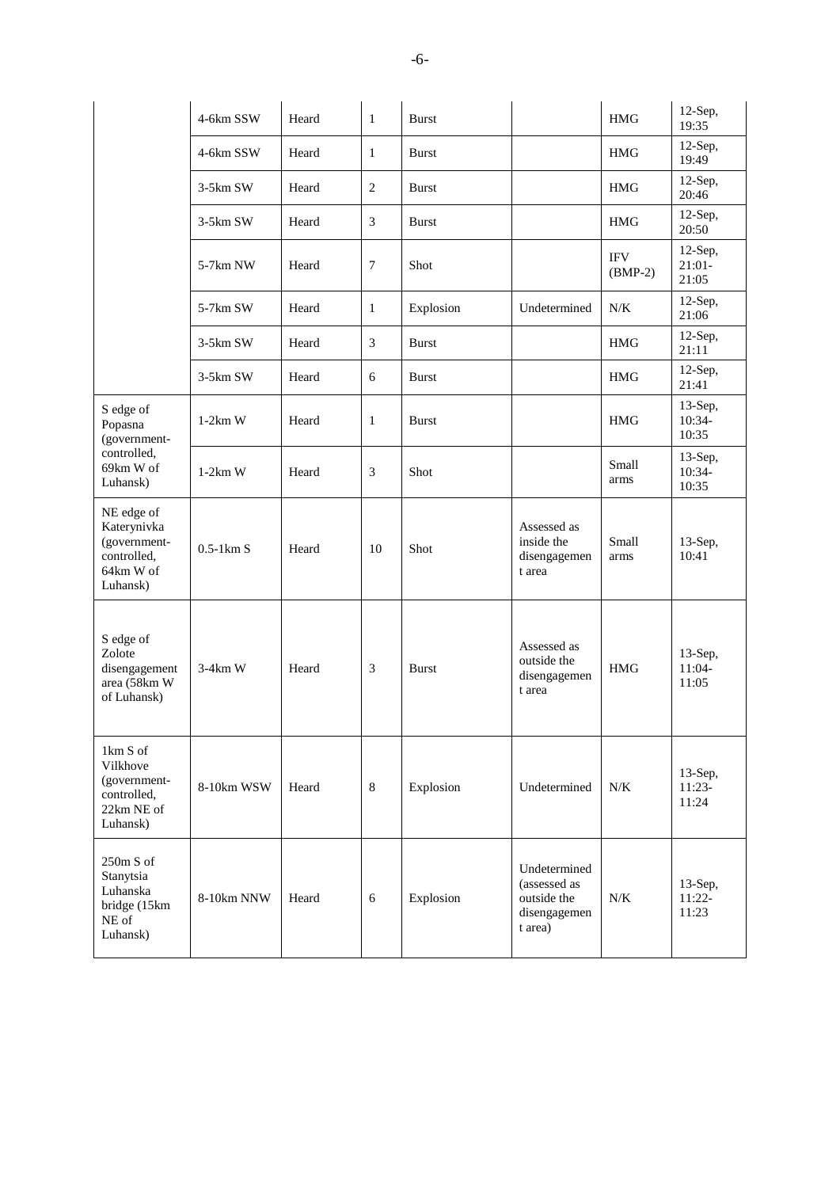| | | | | | | | |
|---|---|---|---|---|---|---|---|
| | 4-6km SSW | Heard | 1 | Burst | | HMG | 12-Sep, 19:35 |
| | 4-6km SSW | Heard | 1 | Burst | | HMG | 12-Sep, 19:49 |
| | 3-5km SW | Heard | 2 | Burst | | HMG | 12-Sep, 20:46 |
| | 3-5km SW | Heard | 3 | Burst | | HMG | 12-Sep, 20:50 |
| | 5-7km NW | Heard | 7 | Shot | | IFV (BMP-2) | 12-Sep, 21:01-21:05 |
| | 5-7km SW | Heard | 1 | Explosion | Undetermined | N/K | 12-Sep, 21:06 |
| | 3-5km SW | Heard | 3 | Burst | | HMG | 12-Sep, 21:11 |
| | 3-5km SW | Heard | 6 | Burst | | HMG | 12-Sep, 21:41 |
| S edge of Popasna (government-controlled, 69km W of Luhansk) | 1-2km W | Heard | 1 | Burst | | HMG | 13-Sep, 10:34-10:35 |
| | 1-2km W | Heard | 3 | Shot | | Small arms | 13-Sep, 10:34-10:35 |
| NE edge of Katerynivka (government-controlled, 64km W of Luhansk) | 0.5-1km S | Heard | 10 | Shot | Assessed as inside the disengagement area | Small arms | 13-Sep, 10:41 |
| S edge of Zolote disengagement area (58km W of Luhansk) | 3-4km W | Heard | 3 | Burst | Assessed as outside the disengagement area | HMG | 13-Sep, 11:04-11:05 |
| 1km S of Vilkhove (government-controlled, 22km NE of Luhansk) | 8-10km WSW | Heard | 8 | Explosion | Undetermined | N/K | 13-Sep, 11:23-11:24 |
| 250m S of Stanytsia Luhanska bridge (15km NE of Luhansk) | 8-10km NNW | Heard | 6 | Explosion | Undetermined (assessed as outside the disengagement area) | N/K | 13-Sep, 11:22-11:23 |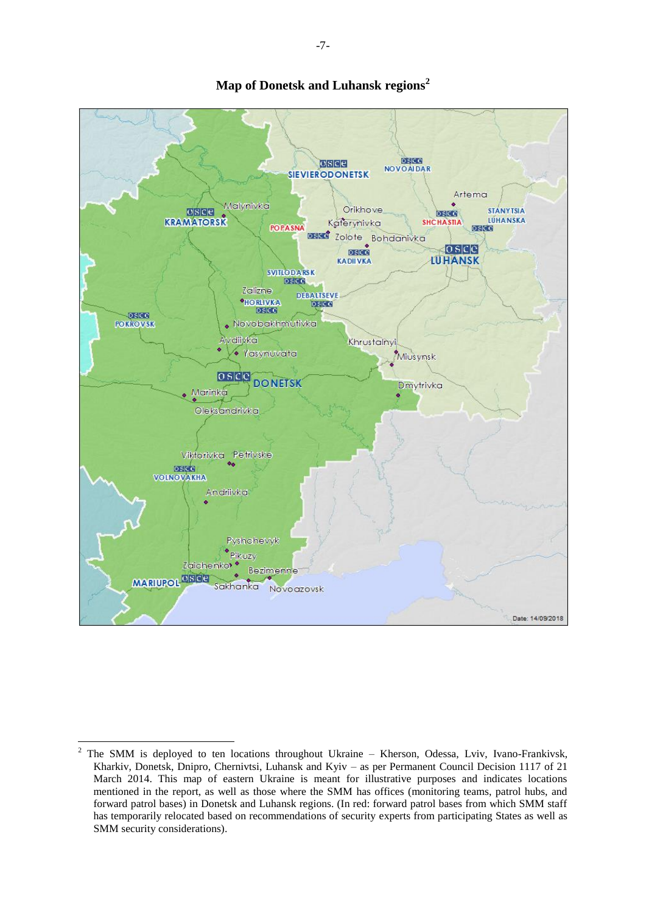## Map of Donetsk and Luhansk regions[2]

SIEVIERODONETSK
NOVOAIDAR
Artema
Malynivka
Orikhove
STANYTSIA LUHANSKA
KRAMATORSK
POPASNA
Katerynivka
SHCHASTIA
Zolote
Bohdanivka
KADIIVKA
LUHANSK
SVITLODARSK
Zalizne
DEBALTSEVE
HORLIVKA
POKROVSK
Novobakhmutivka
Avdiivka
Khrustalnyi
Yasynuvata
Miusynsk
DONETSK
Dmytrivka
Marinka
Oleksandrivka
Viktorivka
Petrivske
VOLNOVAKHA
Andriivka
Pyshchevyk
Pikuzy
Zaichenko
Bezimenne
MARIUPOL
Sakhanka
Novoazovsk
Date: 14/09/2018

---

[2] The SMM is deployed to ten locations throughout Ukraine – Kherson, Odessa, Lviv, Ivano-Frankivsk, Kharkiv, Donetsk, Dnipro, Chernivtsi, Luhansk and Kyiv – as per Permanent Council Decision 1117 of 21 March 2014. This map of eastern Ukraine is meant for illustrative purposes and indicates locations mentioned in the report, as well as those where the SMM has offices (monitoring teams, patrol hubs, and forward patrol bases) in Donetsk and Luhansk regions. (In red: forward patrol bases from which SMM staff has temporarily relocated based on recommendations of security experts from participating States as well as SMM security considerations).